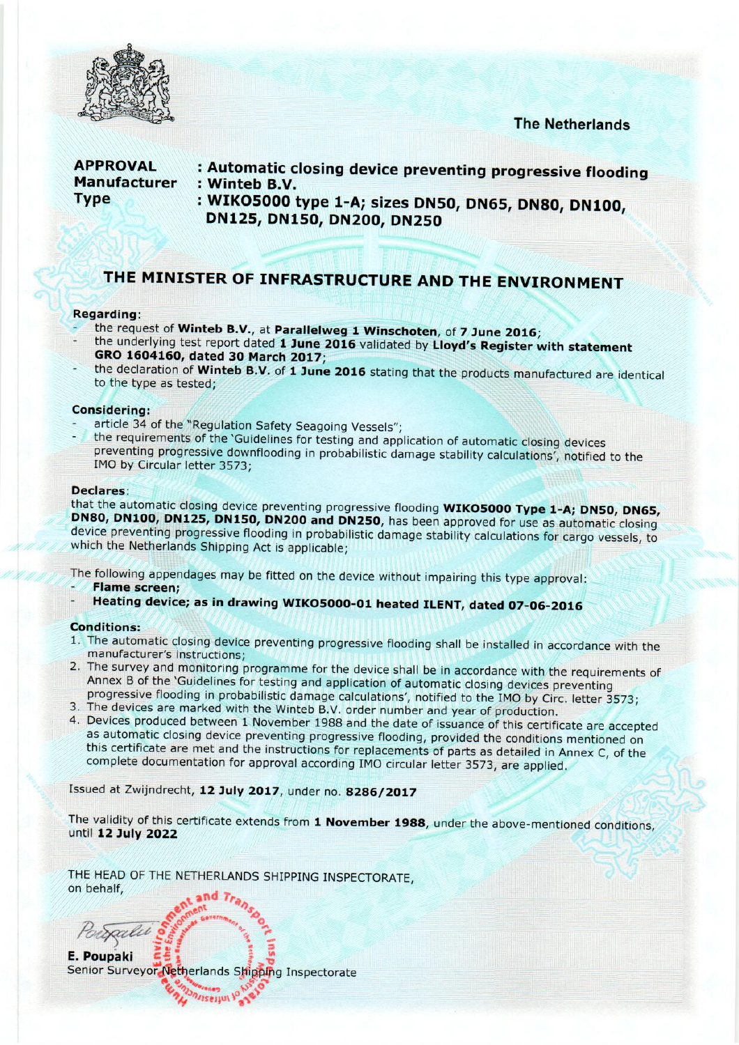The Netherlands

**APPROVAL** : **Automatic closing device preventing progressive flooding**
**Manufacturer** : **Winteb B.V.**
**Type** : **WIKO5000 type 1-A; sizes DN50, DN65, DN80, DN100, DN125, DN150, DN200, DN250**

## THE MINISTER OF INFRASTRUCTURE AND THE ENVIRONMENT

**Regarding:**

- the request of **Winteb B.V.**, at **Parallelweg 1 Winschoten**, of **7 June 2016**;
- the underlying test report dated **1 June 2016** validated by **Lloyd's Register with statement GRO 1604160, dated 30 March 2017**;
- the declaration of **Winteb B.V.** of **1 June 2016** stating that the products manufactured are identical to the type as tested;

**Considering:**

- article 34 of the "Regulation Safety Seagoing Vessels";
- the requirements of the 'Guidelines for testing and application of automatic closing devices preventing progressive downflooding in probabilistic damage stability calculations', notified to the IMO by Circular letter 3573;

**Declares:**

that the automatic closing device preventing progressive flooding **WIKO5000 Type 1-A; DN50, DN65, DN80, DN100, DN125, DN150, DN200 and DN250**, has been approved for use as automatic closing device preventing progressive flooding in probabilistic damage stability calculations for cargo vessels, to which the Netherlands Shipping Act is applicable;

The following appendages may be fitted on the device without impairing this type approval:

- **Flame screen;**
- **Heating device; as in drawing WIKO5000-01 heated ILENT, dated 07-06-2016**

**Conditions:**

1. The automatic closing device preventing progressive flooding shall be installed in accordance with the manufacturer's instructions;
2. The survey and monitoring programme for the device shall be in accordance with the requirements of Annex B of the 'Guidelines for testing and application of automatic closing devices preventing progressive flooding in probabilistic damage calculations', notified to the IMO by Circ. letter 3573;
3. The devices are marked with the Winteb B.V. order number and year of production.
4. Devices produced between 1 November 1988 and the date of issuance of this certificate are accepted as automatic closing device preventing progressive flooding, provided the conditions mentioned on this certificate are met and the instructions for replacements of parts as detailed in Annex C, of the complete documentation for approval according IMO circular letter 3573, are applied.

Issued at Zwijndrecht, **12 July 2017**, under no. **8286/2017**

The validity of this certificate extends from **1 November 1988**, under the above-mentioned conditions, until **12 July 2022**

THE HEAD OF THE NETHERLANDS SHIPPING INSPECTORATE,
on behalf,

**E. Poupaki**
Senior Surveyor Netherlands Shipping Inspectorate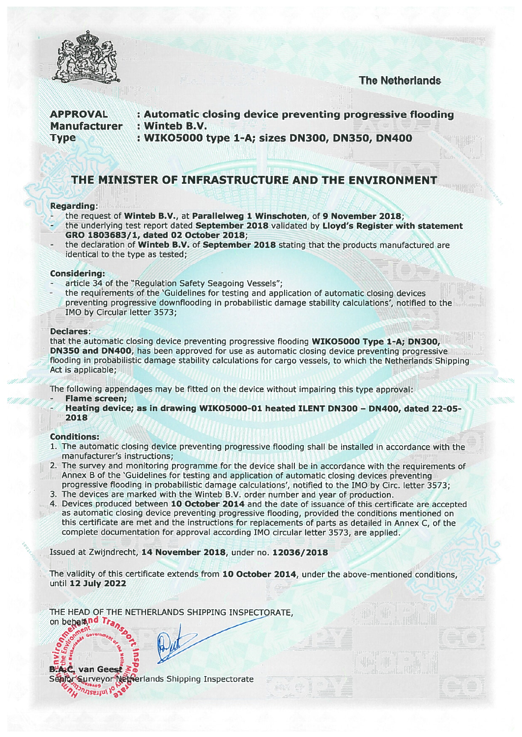The Netherlands

**APPROVAL** : **Automatic closing device preventing progressive flooding**
**Manufacturer** : **Winteb B.V.**
**Type** : **WIKO5000 type 1-A; sizes DN300, DN350, DN400**

# THE MINISTER OF INFRASTRUCTURE AND THE ENVIRONMENT

**Regarding:**

- the request of **Winteb B.V.**, at **Parallelweg 1 Winschoten**, of **9 November 2018**;
- the underlying test report dated **September 2018** validated by **Lloyd's Register with statement GRO 1803683/1, dated 02 October 2018**;
- the declaration of **Winteb B.V.** of **September 2018** stating that the products manufactured are identical to the type as tested;

**Considering:**

- article 34 of the "Regulation Safety Seagoing Vessels";
- the requirements of the 'Guidelines for testing and application of automatic closing devices preventing progressive downflooding in probabilistic damage stability calculations', notified to the IMO by Circular letter 3573;

**Declares:**
that the automatic closing device preventing progressive flooding **WIKO5000 Type 1-A; DN300, DN350 and DN400**, has been approved for use as automatic closing device preventing progressive flooding in probabilistic damage stability calculations for cargo vessels, to which the Netherlands Shipping Act is applicable;

The following appendages may be fitted on the device without impairing this type approval:

- **Flame screen;**
- **Heating device; as in drawing WIKO5000-01 heated ILENT DN300 – DN400, dated 22-05-2018**

**Conditions:**

1. The automatic closing device preventing progressive flooding shall be installed in accordance with the manufacturer's instructions;
2. The survey and monitoring programme for the device shall be in accordance with the requirements of Annex B of the 'Guidelines for testing and application of automatic closing devices preventing progressive flooding in probabilistic damage calculations', notified to the IMO by Circ. letter 3573;
3. The devices are marked with the Winteb B.V. order number and year of production.
4. Devices produced between **10 October 2014** and the date of issuance of this certificate are accepted as automatic closing device preventing progressive flooding, provided the conditions mentioned on this certificate are met and the instructions for replacements of parts as detailed in Annex C, of the complete documentation for approval according IMO circular letter 3573, are applied.

Issued at Zwijndrecht, **14 November 2018**, under no. **12036/2018**

The validity of this certificate extends from **10 October 2014**, under the above-mentioned conditions, until **12 July 2022**

THE HEAD OF THE NETHERLANDS SHIPPING INSPECTORATE,
on behalf

B.A.C. van Geest
Senior Surveyor Netherlands Shipping Inspectorate